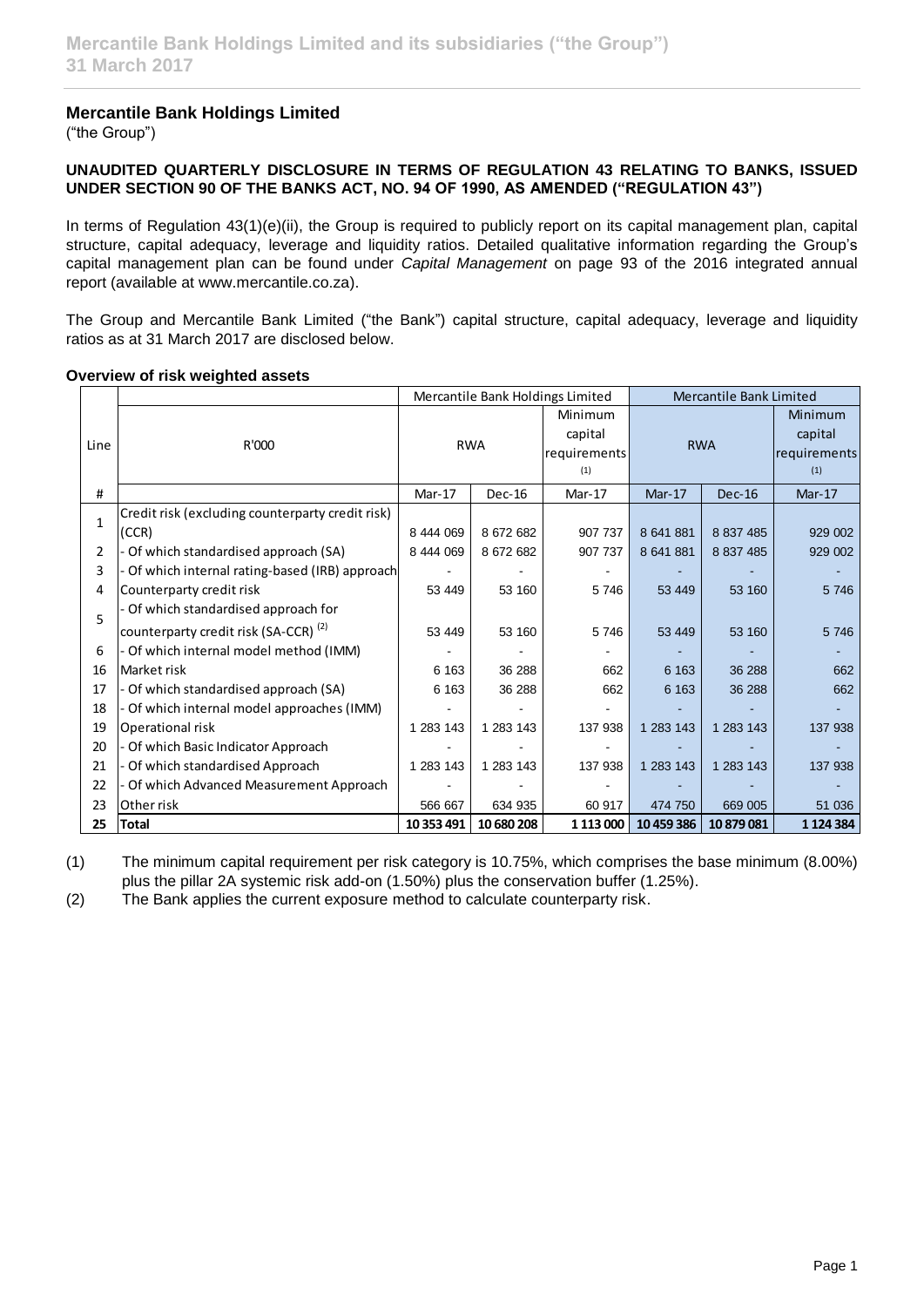## Mercantile Bank Holdings Limited

("the Group")

**UNAUDITED QUARTERLY DISCLOSURE IN TERMS OF REGULATION 43 RELATING TO BANKS, ISSUED UNDER SECTION 90 OF THE BANKS ACT, NO. 94 OF 1990, AS AMENDED ("REGULATION 43")**

In terms of Regulation 43(1)(e)(ii), the Group is required to publicly report on its capital management plan, capital structure, capital adequacy, leverage and liquidity ratios. Detailed qualitative information regarding the Group's capital management plan can be found under *Capital Management* on page 93 of the 2016 integrated annual report (available at www.mercantile.co.za).

The Group and Mercantile Bank Limited ("the Bank") capital structure, capital adequacy, leverage and liquidity ratios as at 31 March 2017 are disclosed below.

**Overview of risk weighted assets**

| | | Mercantile Bank Holdings Limited | | | Mercantile Bank Limited | | |
|---|---|---|---|---|---|---|---|
| Line | R'000 | RWA | | Minimum capital requirements (1) | RWA | | Minimum capital requirements (1) |
| # | | Mar-17 | Dec-16 | Mar-17 | Mar-17 | Dec-16 | Mar-17 |
| 1 | Credit risk (excluding counterparty credit risk) (CCR) | 8 444 069 | 8 672 682 | 907 737 | 8 641 881 | 8 837 485 | 929 002 |
| 2 | - Of which standardised approach (SA) | 8 444 069 | 8 672 682 | 907 737 | 8 641 881 | 8 837 485 | 929 002 |
| 3 | - Of which internal rating-based (IRB) approach | - | - | - | - | - | - |
| 4 | Counterparty credit risk | 53 449 | 53 160 | 5 746 | 53 449 | 53 160 | 5 746 |
| 5 | - Of which standardised approach for counterparty credit risk (SA-CCR) (2) | 53 449 | 53 160 | 5 746 | 53 449 | 53 160 | 5 746 |
| 6 | - Of which internal model method (IMM) | - | - | - | - | - | - |
| 16 | Market risk | 6 163 | 36 288 | 662 | 6 163 | 36 288 | 662 |
| 17 | - Of which standardised approach (SA) | 6 163 | 36 288 | 662 | 6 163 | 36 288 | 662 |
| 18 | - Of which internal model approaches (IMM) | - | - | - | - | - | - |
| 19 | Operational risk | 1 283 143 | 1 283 143 | 137 938 | 1 283 143 | 1 283 143 | 137 938 |
| 20 | - Of which Basic Indicator Approach | - | - | - | - | - | - |
| 21 | - Of which standardised Approach | 1 283 143 | 1 283 143 | 137 938 | 1 283 143 | 1 283 143 | 137 938 |
| 22 | - Of which Advanced Measurement Approach | - | - | - | - | - | - |
| 23 | Other risk | 566 667 | 634 935 | 60 917 | 474 750 | 669 005 | 51 036 |
| **25** | **Total** | **10 353 491** | **10 680 208** | **1 113 000** | **10 459 386** | **10 879 081** | **1 124 384** |

(1) The minimum capital requirement per risk category is 10.75%, which comprises the base minimum (8.00%) plus the pillar 2A systemic risk add-on (1.50%) plus the conservation buffer (1.25%).

(2) The Bank applies the current exposure method to calculate counterparty risk.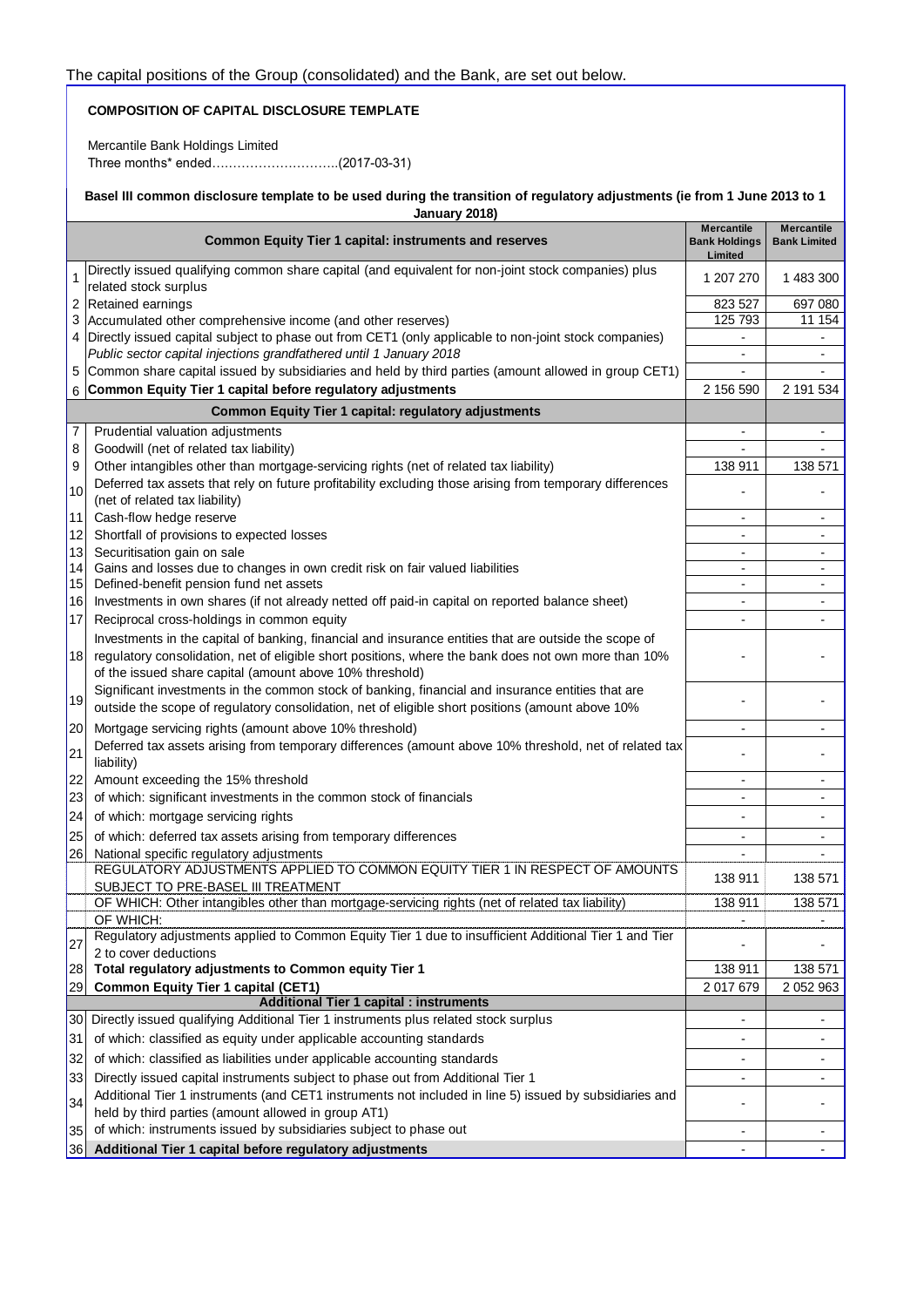The capital positions of the Group (consolidated) and the Bank, are set out below.

**COMPOSITION OF CAPITAL DISCLOSURE TEMPLATE**

Mercantile Bank Holdings Limited
Three months* ended………………………..(2017-03-31)

**Basel III common disclosure template to be used during the transition of regulatory adjustments (ie from 1 June 2013 to 1 January 2018)**

| | **Common Equity Tier 1 capital: instruments and reserves** | **Mercantile Bank Holdings Limited** | **Mercantile Bank Limited** |
|---|---|---|---|
| 1 | Directly issued qualifying common share capital (and equivalent for non-joint stock companies) plus related stock surplus | 1 207 270 | 1 483 300 |
| 2 | Retained earnings | 823 527 | 697 080 |
| 3 | Accumulated other comprehensive income (and other reserves) | 125 793 | 11 154 |
| 4 | Directly issued capital subject to phase out from CET1 (only applicable to non-joint stock companies) | - | - |
| | *Public sector capital injections grandfathered until 1 January 2018* | - | - |
| 5 | Common share capital issued by subsidiaries and held by third parties (amount allowed in group CET1) | - | - |
| 6 | **Common Equity Tier 1 capital before regulatory adjustments** | 2 156 590 | 2 191 534 |
| | **Common Equity Tier 1 capital: regulatory adjustments** | | |
| 7 | Prudential valuation adjustments | - | - |
| 8 | Goodwill (net of related tax liability) | - | - |
| 9 | Other intangibles other than mortgage-servicing rights (net of related tax liability) | 138 911 | 138 571 |
| 10 | Deferred tax assets that rely on future profitability excluding those arising from temporary differences (net of related tax liability) | - | - |
| 11 | Cash-flow hedge reserve | - | - |
| 12 | Shortfall of provisions to expected losses | - | - |
| 13 | Securitisation gain on sale | - | - |
| 14 | Gains and losses due to changes in own credit risk on fair valued liabilities | - | - |
| 15 | Defined-benefit pension fund net assets | - | - |
| 16 | Investments in own shares (if not already netted off paid-in capital on reported balance sheet) | - | - |
| 17 | Reciprocal cross-holdings in common equity | - | - |
| 18 | Investments in the capital of banking, financial and insurance entities that are outside the scope of regulatory consolidation, net of eligible short positions, where the bank does not own more than 10% of the issued share capital (amount above 10% threshold) | - | - |
| 19 | Significant investments in the common stock of banking, financial and insurance entities that are outside the scope of regulatory consolidation, net of eligible short positions (amount above 10% | - | - |
| 20 | Mortgage servicing rights (amount above 10% threshold) | - | - |
| 21 | Deferred tax assets arising from temporary differences (amount above 10% threshold, net of related tax liability) | - | - |
| 22 | Amount exceeding the 15% threshold | - | - |
| 23 | of which: significant investments in the common stock of financials | - | - |
| 24 | of which: mortgage servicing rights | - | - |
| 25 | of which: deferred tax assets arising from temporary differences | - | - |
| 26 | National specific regulatory adjustments | - | - |
| | REGULATORY ADJUSTMENTS APPLIED TO COMMON EQUITY TIER 1 IN RESPECT OF AMOUNTS SUBJECT TO PRE-BASEL III TREATMENT | 138 911 | 138 571 |
| | OF WHICH: Other intangibles other than mortgage-servicing rights (net of related tax liability) | 138 911 | 138 571 |
| | OF WHICH: | - | - |
| 27 | Regulatory adjustments applied to Common Equity Tier 1 due to insufficient Additional Tier 1 and Tier 2 to cover deductions | - | - |
| 28 | **Total regulatory adjustments to Common equity Tier 1** | 138 911 | 138 571 |
| 29 | **Common Equity Tier 1 capital (CET1)** | 2 017 679 | 2 052 963 |
| | **Additional Tier 1 capital : instruments** | | |
| 30 | Directly issued qualifying Additional Tier 1 instruments plus related stock surplus | - | - |
| 31 | of which: classified as equity under applicable accounting standards | - | - |
| 32 | of which: classified as liabilities under applicable accounting standards | - | - |
| 33 | Directly issued capital instruments subject to phase out from Additional Tier 1 | - | - |
| 34 | Additional Tier 1 instruments (and CET1 instruments not included in line 5) issued by subsidiaries and held by third parties (amount allowed in group AT1) | - | - |
| 35 | of which: instruments issued by subsidiaries subject to phase out | - | - |
| 36 | **Additional Tier 1 capital before regulatory adjustments** | - | - |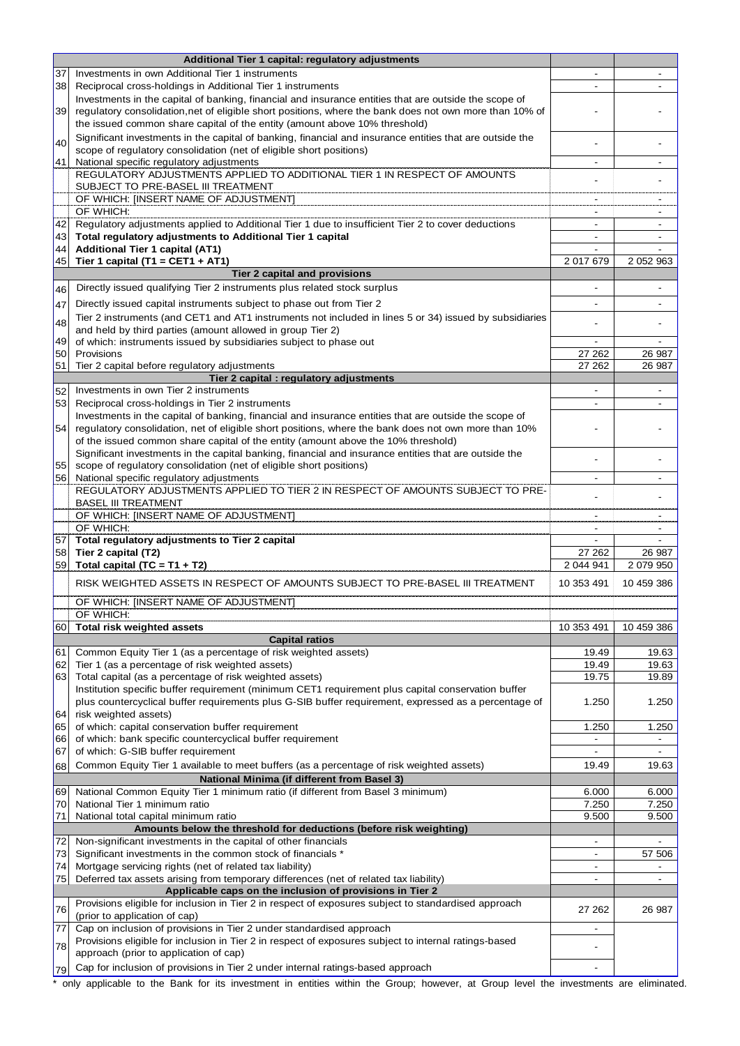| | | | |
|---|---|---|---|
| | **Additional Tier 1 capital: regulatory adjustments** | | |
| 37 | Investments in own Additional Tier 1 instruments | - | - |
| 38 | Reciprocal cross-holdings in Additional Tier 1 instruments | - | - |
| 39 | Investments in the capital of banking, financial and insurance entities that are outside the scope of regulatory consolidation,net of eligible short positions, where the bank does not own more than 10% of the issued common share capital of the entity (amount above 10% threshold) | - | - |
| 40 | Significant investments in the capital of banking, financial and insurance entities that are outside the scope of regulatory consolidation (net of eligible short positions) | - | - |
| 41 | National specific regulatory adjustments | - | - |
| | REGULATORY ADJUSTMENTS APPLIED TO ADDITIONAL TIER 1 IN RESPECT OF AMOUNTS SUBJECT TO PRE-BASEL III TREATMENT | - | - |
| | OF WHICH: [INSERT NAME OF ADJUSTMENT] | - | - |
| | OF WHICH: | - | - |
| 42 | Regulatory adjustments applied to Additional Tier 1 due to insufficient Tier 2 to cover deductions | - | - |
| 43 | **Total regulatory adjustments to Additional Tier 1 capital** | - | - |
| 44 | **Additional Tier 1 capital (AT1)** | - | - |
| 45 | **Tier 1 capital (T1 = CET1 + AT1)** | 2 017 679 | 2 052 963 |
| | **Tier 2 capital and provisions** | | |
| 46 | Directly issued qualifying Tier 2 instruments plus related stock surplus | - | - |
| 47 | Directly issued capital instruments subject to phase out from Tier 2 | - | - |
| 48 | Tier 2 instruments (and CET1 and AT1 instruments not included in lines 5 or 34) issued by subsidiaries and held by third parties (amount allowed in group Tier 2) | - | - |
| 49 | of which: instruments issued by subsidiaries subject to phase out | - | - |
| 50 | Provisions | 27 262 | 26 987 |
| 51 | Tier 2 capital before regulatory adjustments | 27 262 | 26 987 |
| | **Tier 2 capital : regulatory adjustments** | | |
| 52 | Investments in own Tier 2 instruments | - | - |
| 53 | Reciprocal cross-holdings in Tier 2 instruments | - | - |
| 54 | Investments in the capital of banking, financial and insurance entities that are outside the scope of regulatory consolidation, net of eligible short positions, where the bank does not own more than 10% of the issued common share capital of the entity (amount above the 10% threshold) | - | - |
| 55 | Significant investments in the capital banking, financial and insurance entities that are outside the scope of regulatory consolidation (net of eligible short positions) | - | - |
| 56 | National specific regulatory adjustments | - | - |
| | REGULATORY ADJUSTMENTS APPLIED TO TIER 2 IN RESPECT OF AMOUNTS SUBJECT TO PRE-BASEL III TREATMENT | - | - |
| | OF WHICH: [INSERT NAME OF ADJUSTMENT] | - | - |
| | OF WHICH: | - | - |
| 57 | **Total regulatory adjustments to Tier 2 capital** | - | - |
| 58 | **Tier 2 capital (T2)** | 27 262 | 26 987 |
| 59 | **Total capital (TC = T1 + T2)** | 2 044 941 | 2 079 950 |
| | RISK WEIGHTED ASSETS IN RESPECT OF AMOUNTS SUBJECT TO PRE-BASEL III TREATMENT | 10 353 491 | 10 459 386 |
| | OF WHICH: [INSERT NAME OF ADJUSTMENT] | | |
| | OF WHICH: | | |
| 60 | **Total risk weighted assets** | 10 353 491 | 10 459 386 |
| | **Capital ratios** | | |
| 61 | Common Equity Tier 1 (as a percentage of risk weighted assets) | 19.49 | 19.63 |
| 62 | Tier 1 (as a percentage of risk weighted assets) | 19.49 | 19.63 |
| 63 | Total capital (as a percentage of risk weighted assets) | 19.75 | 19.89 |
| 64 | Institution specific buffer requirement (minimum CET1 requirement plus capital conservation buffer plus countercyclical buffer requirements plus G-SIB buffer requirement, expressed as a percentage of risk weighted assets) | 1.250 | 1.250 |
| 65 | of which: capital conservation buffer requirement | 1.250 | 1.250 |
| 66 | of which: bank specific countercyclical buffer requirement | - | - |
| 67 | of which: G-SIB buffer requirement | - | - |
| 68 | Common Equity Tier 1 available to meet buffers (as a percentage of risk weighted assets) | 19.49 | 19.63 |
| | **National Minima (if different from Basel 3)** | | |
| 69 | National Common Equity Tier 1 minimum ratio (if different from Basel 3 minimum) | 6.000 | 6.000 |
| 70 | National Tier 1 minimum ratio | 7.250 | 7.250 |
| 71 | National total capital minimum ratio | 9.500 | 9.500 |
| | **Amounts below the threshold for deductions (before risk weighting)** | | |
| 72 | Non-significant investments in the capital of other financials | - | - |
| 73 | Significant investments in the common stock of financials * | - | 57 506 |
| 74 | Mortgage servicing rights (net of related tax liability) | - | - |
| 75 | Deferred tax assets arising from temporary differences (net of related tax liability) | - | - |
| | **Applicable caps on the inclusion of provisions in Tier 2** | | |
| 76 | Provisions eligible for inclusion in Tier 2 in respect of exposures subject to standardised approach (prior to application of cap) | 27 262 | 26 987 |
| 77 | Cap on inclusion of provisions in Tier 2 under standardised approach | - | |
| 78 | Provisions eligible for inclusion in Tier 2 in respect of exposures subject to internal ratings-based approach (prior to application of cap) | - | |
| 79 | Cap for inclusion of provisions in Tier 2 under internal ratings-based approach | - | |

\* only applicable to the Bank for its investment in entities within the Group; however, at Group level the investments are eliminated.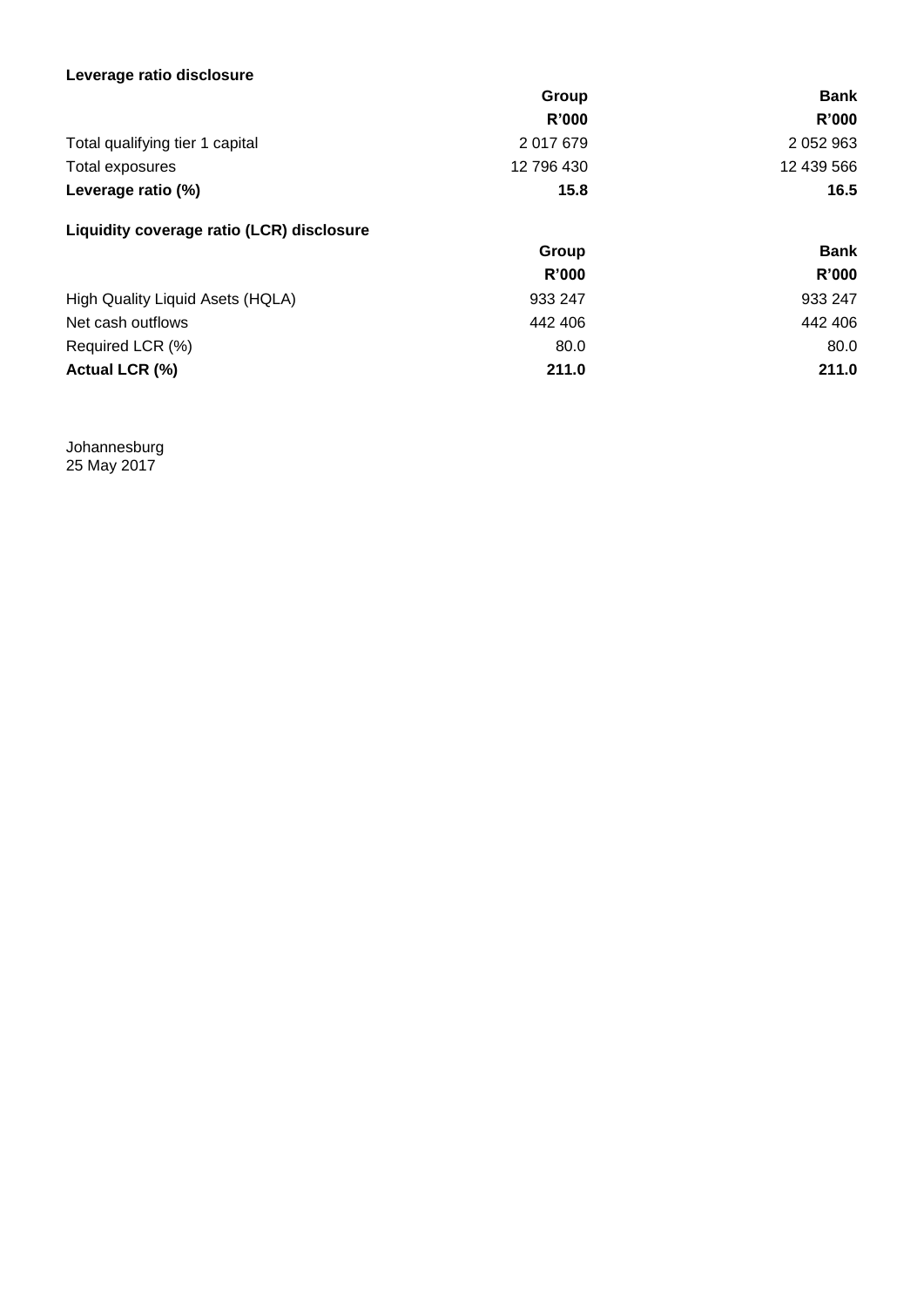**Leverage ratio disclosure**

| | Group | Bank |
|---|---|---|
| | **R'000** | **R'000** |
| Total qualifying tier 1 capital | 2 017 679 | 2 052 963 |
| Total exposures | 12 796 430 | 12 439 566 |
| **Leverage ratio (%)** | **15.8** | **16.5** |

**Liquidity coverage ratio (LCR) disclosure**

| | Group | Bank |
|---|---|---|
| | **R'000** | **R'000** |
| High Quality Liquid Asets (HQLA) | 933 247 | 933 247 |
| Net cash outflows | 442 406 | 442 406 |
| Required LCR (%) | 80.0 | 80.0 |
| **Actual LCR (%)** | **211.0** | **211.0** |

Johannesburg
25 May 2017